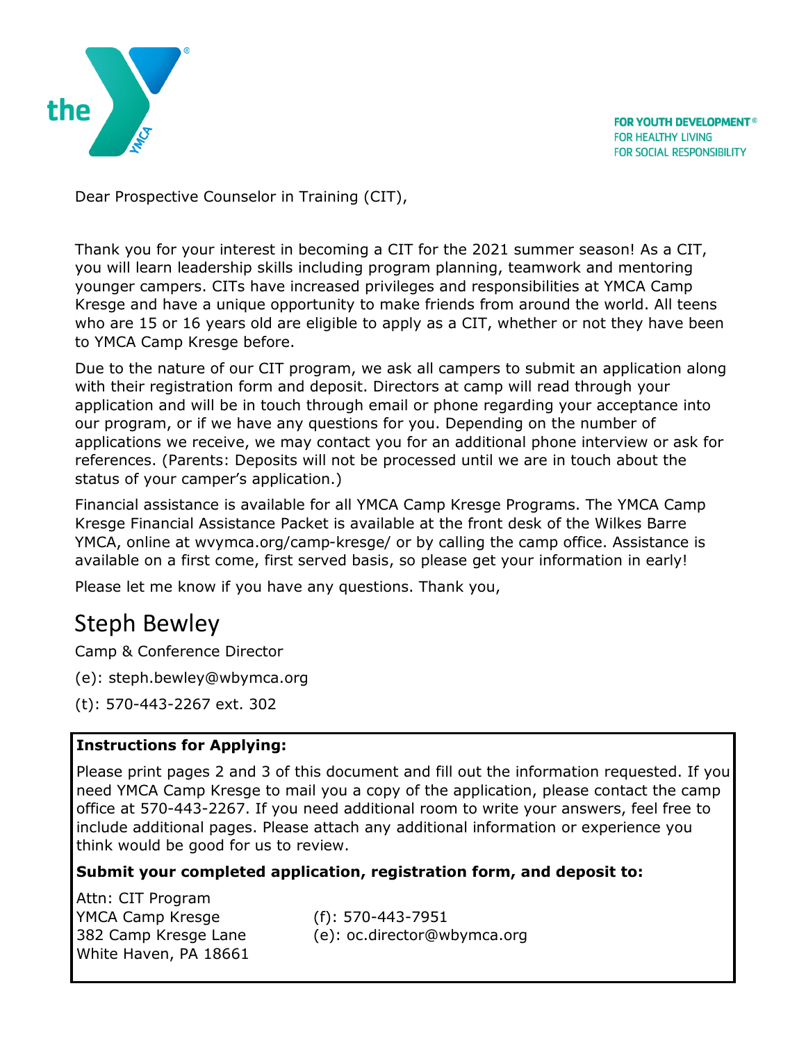FOR YOUTH DEVELOPMENT®
FOR HEALTHY LIVING
FOR SOCIAL RESPONSIBILITY

Dear Prospective Counselor in Training (CIT),

Thank you for your interest in becoming a CIT for the 2021 summer season! As a CIT, you will learn leadership skills including program planning, teamwork and mentoring younger campers. CITs have increased privileges and responsibilities at YMCA Camp Kresge and have a unique opportunity to make friends from around the world. All teens who are 15 or 16 years old are eligible to apply as a CIT, whether or not they have been to YMCA Camp Kresge before.

Due to the nature of our CIT program, we ask all campers to submit an application along with their registration form and deposit. Directors at camp will read through your application and will be in touch through email or phone regarding your acceptance into our program, or if we have any questions for you. Depending on the number of applications we receive, we may contact you for an additional phone interview or ask for references. (Parents: Deposits will not be processed until we are in touch about the status of your camper's application.)

Financial assistance is available for all YMCA Camp Kresge Programs. The YMCA Camp Kresge Financial Assistance Packet is available at the front desk of the Wilkes Barre YMCA, online at wvymca.org/camp-kresge/ or by calling the camp office. Assistance is available on a first come, first served basis, so please get your information in early!

Please let me know if you have any questions. Thank you,

Steph Bewley

Camp & Conference Director

(e): steph.bewley@wbymca.org

(t): 570-443-2267 ext. 302

**Instructions for Applying:**

Please print pages 2 and 3 of this document and fill out the information requested. If you need YMCA Camp Kresge to mail you a copy of the application, please contact the camp office at 570-443-2267. If you need additional room to write your answers, feel free to include additional pages. Please attach any additional information or experience you think would be good for us to review.

**Submit your completed application, registration form, and deposit to:**

Attn: CIT Program
YMCA Camp Kresge
382 Camp Kresge Lane
White Haven, PA 18661

(f): 570-443-7951
(e): oc.director@wbymca.org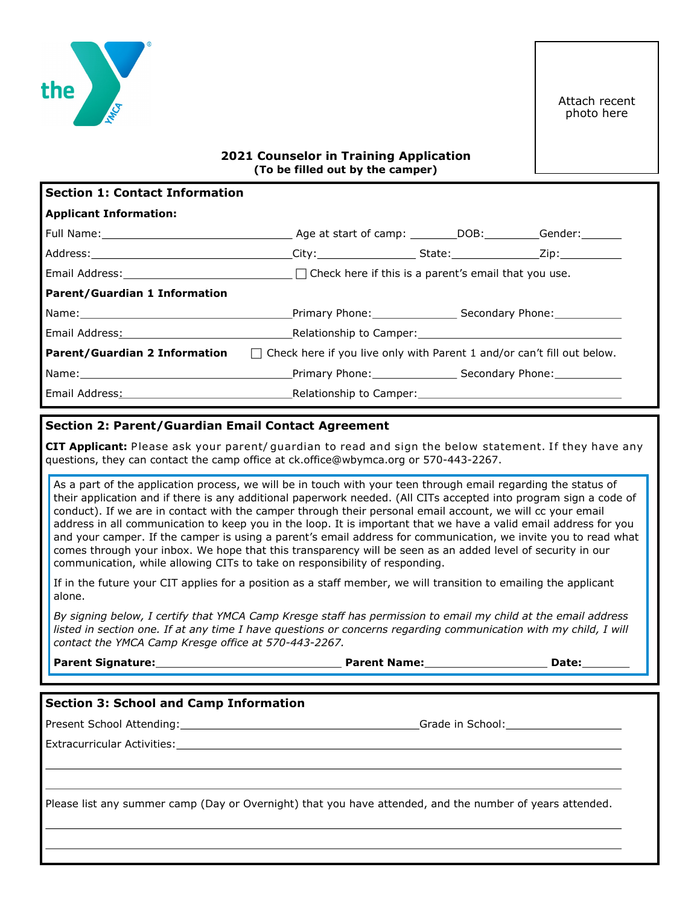Attach recent photo here

## 2021 Counselor in Training Application

**(To be filled out by the camper)**

### Section 1: Contact Information

**Applicant Information:**

Full Name:______________________________ Age at start of camp: _______DOB:________Gender:______

Address:______________________________City:______________ State:_____________Zip:_________

Email Address:__________________________ ☐ Check here if this is a parent's email that you use.

**Parent/Guardian 1 Information**

Name:________________________________Primary Phone:_____________ Secondary Phone:__________

Email Address:__________________________Relationship to Camper:______________________________

**Parent/Guardian 2 Information** ☐ Check here if you live only with Parent 1 and/or can't fill out below.

Name:________________________________Primary Phone:_____________ Secondary Phone:__________

Email Address:__________________________Relationship to Camper:______________________________

### Section 2: Parent/Guardian Email Contact Agreement

**CIT Applicant:** Please ask your parent/guardian to read and sign the below statement. If they have any questions, they can contact the camp office at ck.office@wbymca.org or 570-443-2267.

As a part of the application process, we will be in touch with your teen through email regarding the status of their application and if there is any additional paperwork needed. (All CITs accepted into program sign a code of conduct.) If we are in contact with the camper through their personal email account, we will cc your email address in all communication to keep you in the loop. It is important that we have a valid email address for you and your camper. If the camper is using a parent's email address for communication, we invite you to read what comes through your inbox. We hope that this transparency will be seen as an added level of security in our communication, while allowing CITs to take on responsibility of responding.

If in the future your CIT applies for a position as a staff member, we will transition to emailing the applicant alone.

*By signing below, I certify that YMCA Camp Kresge staff has permission to email my child at the email address listed in section one. If at any time I have questions or concerns regarding communication with my child, I will contact the YMCA Camp Kresge office at 570-443-2267.*

**Parent Signature:**____________________________ **Parent Name:**__________________ **Date:**_______

### Section 3: School and Camp Information

Present School Attending:____________________________________Grade in School:_________________

Extracurricular Activities:______________________________________________________________________

_____________________________________________________________________________________

_____________________________________________________________________________________

Please list any summer camp (Day or Overnight) that you have attended, and the number of years attended.

_____________________________________________________________________________________

_____________________________________________________________________________________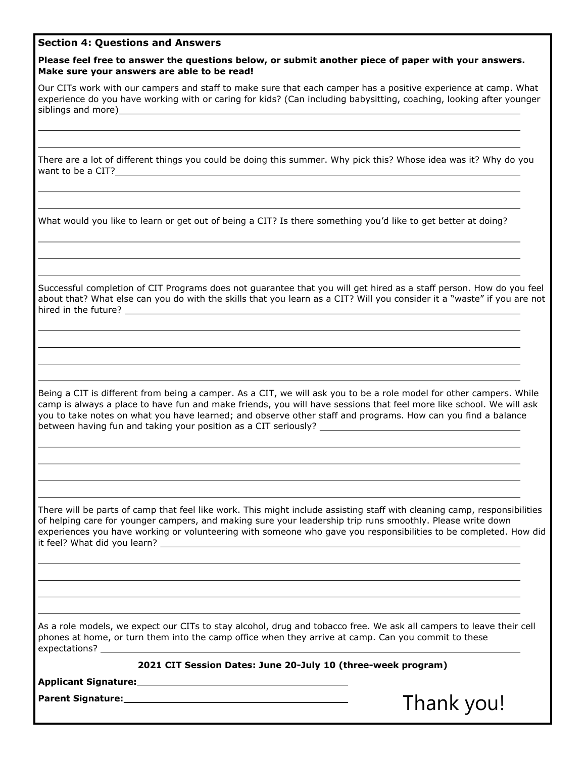### Section 4: Questions and Answers

**Please feel free to answer the questions below, or submit another piece of paper with your answers. Make sure your answers are able to be read!**

Our CITs work with our campers and staff to make sure that each camper has a positive experience at camp. What experience do you have working with or caring for kids? (Can including babysitting, coaching, looking after younger siblings and more)\_\_\_\_\_\_\_\_\_\_\_\_\_\_\_\_\_\_\_\_\_\_\_\_\_\_\_\_\_\_\_\_\_\_\_\_\_\_\_\_\_\_\_\_\_\_\_\_\_\_\_\_\_\_\_\_\_\_\_\_

There are a lot of different things you could be doing this summer. Why pick this? Whose idea was it? Why do you want to be a CIT?\_\_\_\_\_\_\_\_\_\_\_\_\_\_\_\_\_\_\_\_\_\_\_\_\_\_\_\_\_\_\_\_\_\_\_\_\_\_\_\_\_\_\_\_\_\_\_\_\_\_\_\_\_\_\_\_\_\_\_\_

What would you like to learn or get out of being a CIT? Is there something you'd like to get better at doing?

Successful completion of CIT Programs does not guarantee that you will get hired as a staff person. How do you feel about that? What else can you do with the skills that you learn as a CIT? Will you consider it a "waste" if you are not hired in the future? \_\_\_\_\_\_\_\_\_\_\_\_\_\_\_\_\_\_\_\_\_\_\_\_\_\_\_\_\_\_\_\_\_\_\_\_\_\_\_\_\_\_\_\_\_\_\_\_\_\_\_\_\_\_\_\_\_\_\_\_

Being a CIT is different from being a camper. As a CIT, we will ask you to be a role model for other campers. While camp is always a place to have fun and make friends, you will have sessions that feel more like school. We will ask you to take notes on what you have learned; and observe other staff and programs. How can you find a balance between having fun and taking your position as a CIT seriously? \_\_\_\_\_\_\_\_\_\_\_\_\_\_\_\_\_\_\_\_\_\_\_\_\_\_\_\_\_\_\_\_

There will be parts of camp that feel like work. This might include assisting staff with cleaning camp, responsibilities of helping care for younger campers, and making sure your leadership trip runs smoothly. Please write down experiences you have working or volunteering with someone who gave you responsibilities to be completed. How did it feel? What did you learn? \_\_\_\_\_\_\_\_\_\_\_\_\_\_\_\_\_\_\_\_\_\_\_\_\_\_\_\_\_\_\_\_\_\_\_\_\_\_\_\_\_\_\_\_\_\_\_\_\_\_\_\_\_\_\_\_

As a role models, we expect our CITs to stay alcohol, drug and tobacco free. We ask all campers to leave their cell phones at home, or turn them into the camp office when they arrive at camp. Can you commit to these expectations? \_\_\_\_\_\_\_\_\_\_\_\_\_\_\_\_\_\_\_\_\_\_\_\_\_\_\_\_\_\_\_\_\_\_\_\_\_\_\_\_\_\_\_\_\_\_\_\_\_\_\_\_\_\_\_\_\_\_\_\_

**2021 CIT Session Dates: June 20-July 10 (three-week program)**

**Applicant Signature:**\_\_\_\_\_\_\_\_\_\_\_\_\_\_\_\_\_\_\_\_\_\_\_\_\_\_\_\_\_\_\_\_\_\_\_\_

**Parent Signature:**\_\_\_\_\_\_\_\_\_\_\_\_\_\_\_\_\_\_\_\_\_\_\_\_\_\_\_\_\_\_\_\_\_\_\_\_

Thank you!